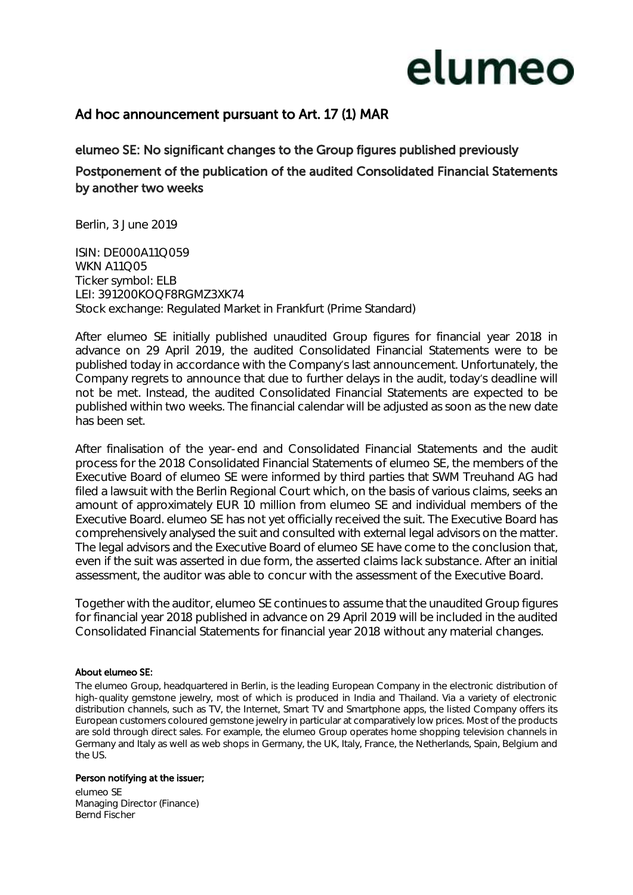elumeo

# Ad hoc announcement pursuant to Art. 17 (1) MAR

## elumeo SE: No significant changes to the Group figures published previously

## Postponement of the publication of the audited Consolidated Financial Statements by another two weeks

Berlin, 3 June 2019

ISIN: DE000A11Q059
WKN A11Q05
Ticker symbol: ELB
LEI: 391200KOQF8RGMZ3XK74
Stock exchange: Regulated Market in Frankfurt (Prime Standard)

After elumeo SE initially published unaudited Group figures for financial year 2018 in advance on 29 April 2019, the audited Consolidated Financial Statements were to be published today in accordance with the Company's last announcement. Unfortunately, the Company regrets to announce that due to further delays in the audit, today's deadline will not be met. Instead, the audited Consolidated Financial Statements are expected to be published within two weeks. The financial calendar will be adjusted as soon as the new date has been set.

After finalisation of the year-end and Consolidated Financial Statements and the audit process for the 2018 Consolidated Financial Statements of elumeo SE, the members of the Executive Board of elumeo SE were informed by third parties that SWM Treuhand AG had filed a lawsuit with the Berlin Regional Court which, on the basis of various claims, seeks an amount of approximately EUR 10 million from elumeo SE and individual members of the Executive Board. elumeo SE has not yet officially received the suit. The Executive Board has comprehensively analysed the suit and consulted with external legal advisors on the matter. The legal advisors and the Executive Board of elumeo SE have come to the conclusion that, even if the suit was asserted in due form, the asserted claims lack substance. After an initial assessment, the auditor was able to concur with the assessment of the Executive Board.

Together with the auditor, elumeo SE continues to assume that the unaudited Group figures for financial year 2018 published in advance on 29 April 2019 will be included in the audited Consolidated Financial Statements for financial year 2018 without any material changes.

**About elumeo SE:**

The elumeo Group, headquartered in Berlin, is the leading European Company in the electronic distribution of high-quality gemstone jewelry, most of which is produced in India and Thailand. Via a variety of electronic distribution channels, such as TV, the Internet, Smart TV and Smartphone apps, the listed Company offers its European customers coloured gemstone jewelry in particular at comparatively low prices. Most of the products are sold through direct sales. For example, the elumeo Group operates home shopping television channels in Germany and Italy as well as web shops in Germany, the UK, Italy, France, the Netherlands, Spain, Belgium and the US.

**Person notifying at the issuer;**

elumeo SE
Managing Director (Finance)
Bernd Fischer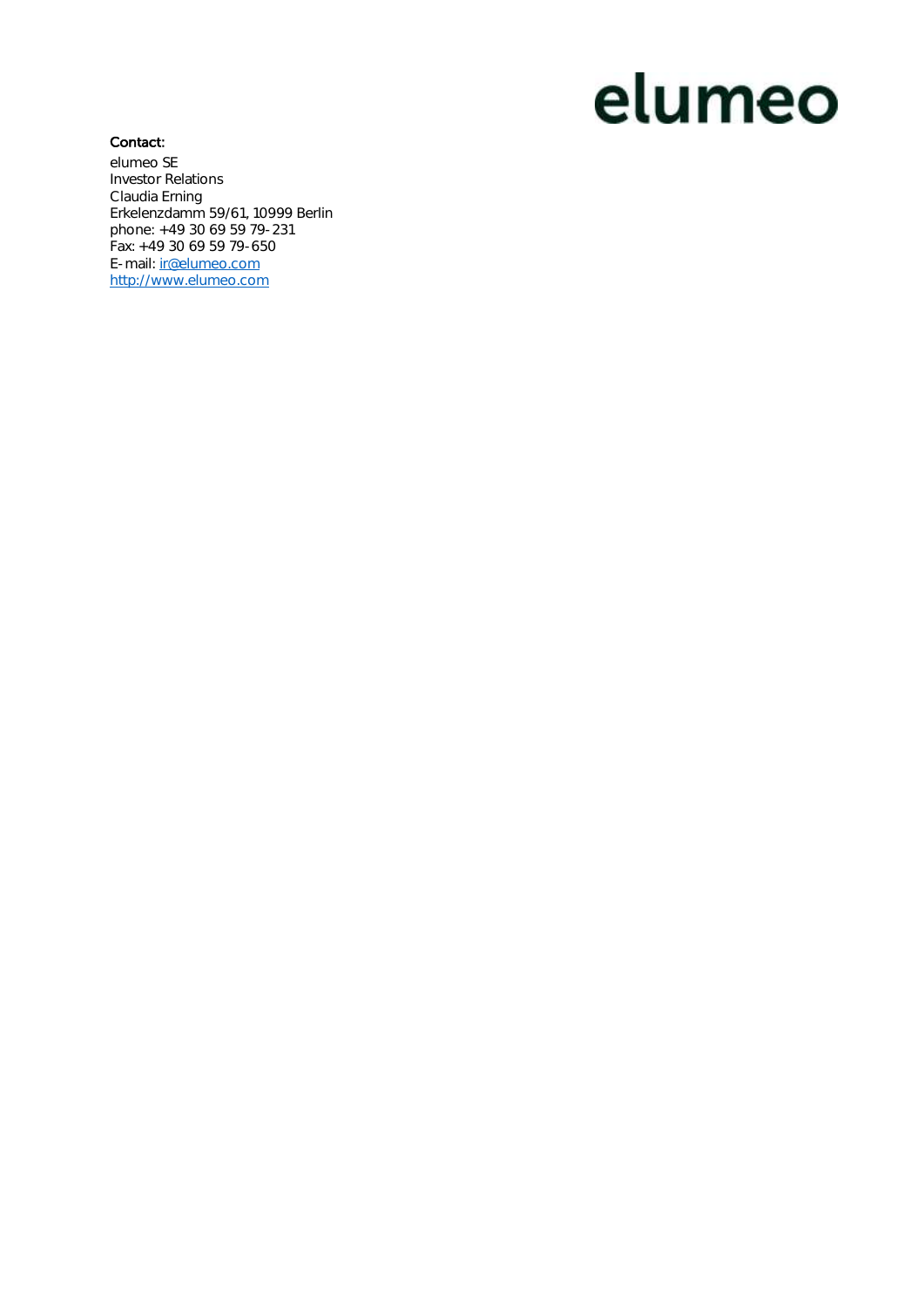**Contact:**

elumeo SE
Investor Relations
Claudia Erning
Erkelenzdamm 59/61, 10999 Berlin
phone: +49 30 69 59 79-231
Fax: +49 30 69 59 79-650
E-mail: ir@elumeo.com
http://www.elumeo.com